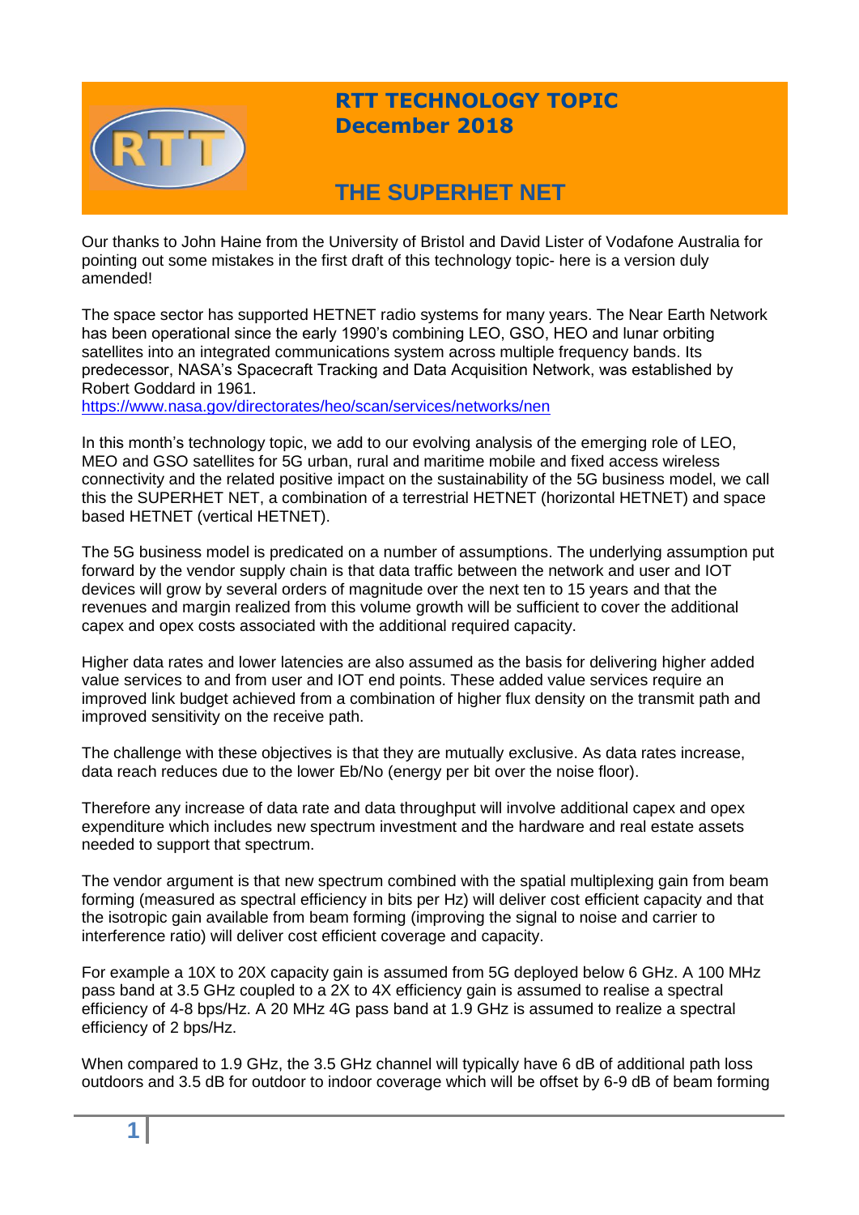# RTT TECHNOLOGY TOPIC
**December 2018**

## THE SUPERHET NET

Our thanks to John Haine from the University of Bristol and David Lister of Vodafone Australia for pointing out some mistakes in the first draft of this technology topic- here is a version duly amended!

The space sector has supported HETNET radio systems for many years. The Near Earth Network has been operational since the early 1990's combining LEO, GSO, HEO and lunar orbiting satellites into an integrated communications system across multiple frequency bands. Its predecessor, NASA's Spacecraft Tracking and Data Acquisition Network, was established by Robert Goddard in 1961.
https://www.nasa.gov/directorates/heo/scan/services/networks/nen

In this month's technology topic, we add to our evolving analysis of the emerging role of LEO, MEO and GSO satellites for 5G urban, rural and maritime mobile and fixed access wireless connectivity and the related positive impact on the sustainability of the 5G business model, we call this the SUPERHET NET, a combination of a terrestrial HETNET (horizontal HETNET) and space based HETNET (vertical HETNET).

The 5G business model is predicated on a number of assumptions. The underlying assumption put forward by the vendor supply chain is that data traffic between the network and user and IOT devices will grow by several orders of magnitude over the next ten to 15 years and that the revenues and margin realized from this volume growth will be sufficient to cover the additional capex and opex costs associated with the additional required capacity.

Higher data rates and lower latencies are also assumed as the basis for delivering higher added value services to and from user and IOT end points. These added value services require an improved link budget achieved from a combination of higher flux density on the transmit path and improved sensitivity on the receive path.

The challenge with these objectives is that they are mutually exclusive. As data rates increase, data reach reduces due to the lower Eb/No (energy per bit over the noise floor).

Therefore any increase of data rate and data throughput will involve additional capex and opex expenditure which includes new spectrum investment and the hardware and real estate assets needed to support that spectrum.

The vendor argument is that new spectrum combined with the spatial multiplexing gain from beam forming (measured as spectral efficiency in bits per Hz) will deliver cost efficient capacity and that the isotropic gain available from beam forming (improving the signal to noise and carrier to interference ratio) will deliver cost efficient coverage and capacity.

For example a 10X to 20X capacity gain is assumed from 5G deployed below 6 GHz. A 100 MHz pass band at 3.5 GHz coupled to a 2X to 4X efficiency gain is assumed to realise a spectral efficiency of 4-8 bps/Hz. A 20 MHz 4G pass band at 1.9 GHz is assumed to realize a spectral efficiency of 2 bps/Hz.

When compared to 1.9 GHz, the 3.5 GHz channel will typically have 6 dB of additional path loss outdoors and 3.5 dB for outdoor to indoor coverage which will be offset by 6-9 dB of beam forming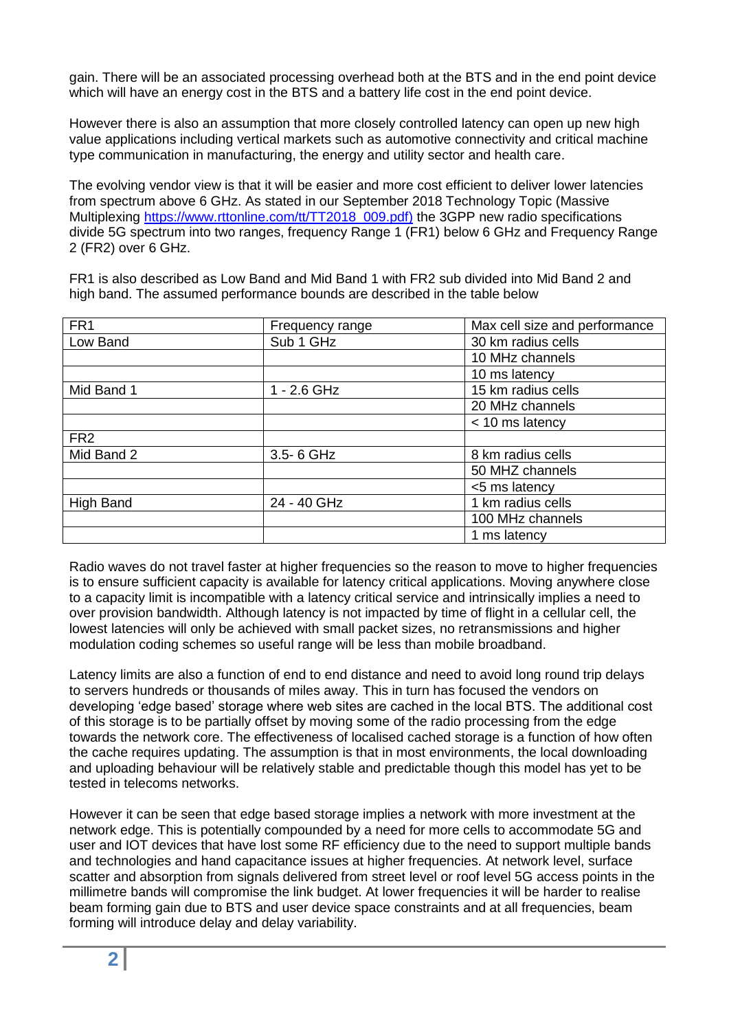gain. There will be an associated processing overhead both at the BTS and in the end point device which will have an energy cost in the BTS and a battery life cost in the end point device.

However there is also an assumption that more closely controlled latency can open up new high value applications including vertical markets such as automotive connectivity and critical machine type communication in manufacturing, the energy and utility sector and health care.

The evolving vendor view is that it will be easier and more cost efficient to deliver lower latencies from spectrum above 6 GHz. As stated in our September 2018 Technology Topic (Massive Multiplexing [https://www.rttonline.com/tt/TT2018_009.pdf)](https://www.rttonline.com/tt/TT2018_009.pdf) the 3GPP new radio specifications divide 5G spectrum into two ranges, frequency Range 1 (FR1) below 6 GHz and Frequency Range 2 (FR2) over 6 GHz.

FR1 is also described as Low Band and Mid Band 1 with FR2 sub divided into Mid Band 2 and high band. The assumed performance bounds are described in the table below

| FR1 | Frequency range | Max cell size and performance |
|---|---|---|
| Low Band | Sub 1 GHz | 30 km radius cells |
| | | 10 MHz channels |
| | | 10 ms latency |
| Mid Band 1 | 1 - 2.6 GHz | 15 km radius cells |
| | | 20 MHz channels |
| | | < 10 ms latency |
| FR2 | | |
| Mid Band 2 | 3.5- 6 GHz | 8 km radius cells |
| | | 50 MHZ channels |
| | | <5 ms latency |
| High Band | 24 - 40 GHz | 1 km radius cells |
| | | 100 MHz channels |
| | | 1 ms latency |

Radio waves do not travel faster at higher frequencies so the reason to move to higher frequencies is to ensure sufficient capacity is available for latency critical applications. Moving anywhere close to a capacity limit is incompatible with a latency critical service and intrinsically implies a need to over provision bandwidth. Although latency is not impacted by time of flight in a cellular cell, the lowest latencies will only be achieved with small packet sizes, no retransmissions and higher modulation coding schemes so useful range will be less than mobile broadband.

Latency limits are also a function of end to end distance and need to avoid long round trip delays to servers hundreds or thousands of miles away. This in turn has focused the vendors on developing 'edge based' storage where web sites are cached in the local BTS. The additional cost of this storage is to be partially offset by moving some of the radio processing from the edge towards the network core. The effectiveness of localised cached storage is a function of how often the cache requires updating. The assumption is that in most environments, the local downloading and uploading behaviour will be relatively stable and predictable though this model has yet to be tested in telecoms networks.

However it can be seen that edge based storage implies a network with more investment at the network edge. This is potentially compounded by a need for more cells to accommodate 5G and user and IOT devices that have lost some RF efficiency due to the need to support multiple bands and technologies and hand capacitance issues at higher frequencies. At network level, surface scatter and absorption from signals delivered from street level or roof level 5G access points in the millimetre bands will compromise the link budget. At lower frequencies it will be harder to realise beam forming gain due to BTS and user device space constraints and at all frequencies, beam forming will introduce delay and delay variability.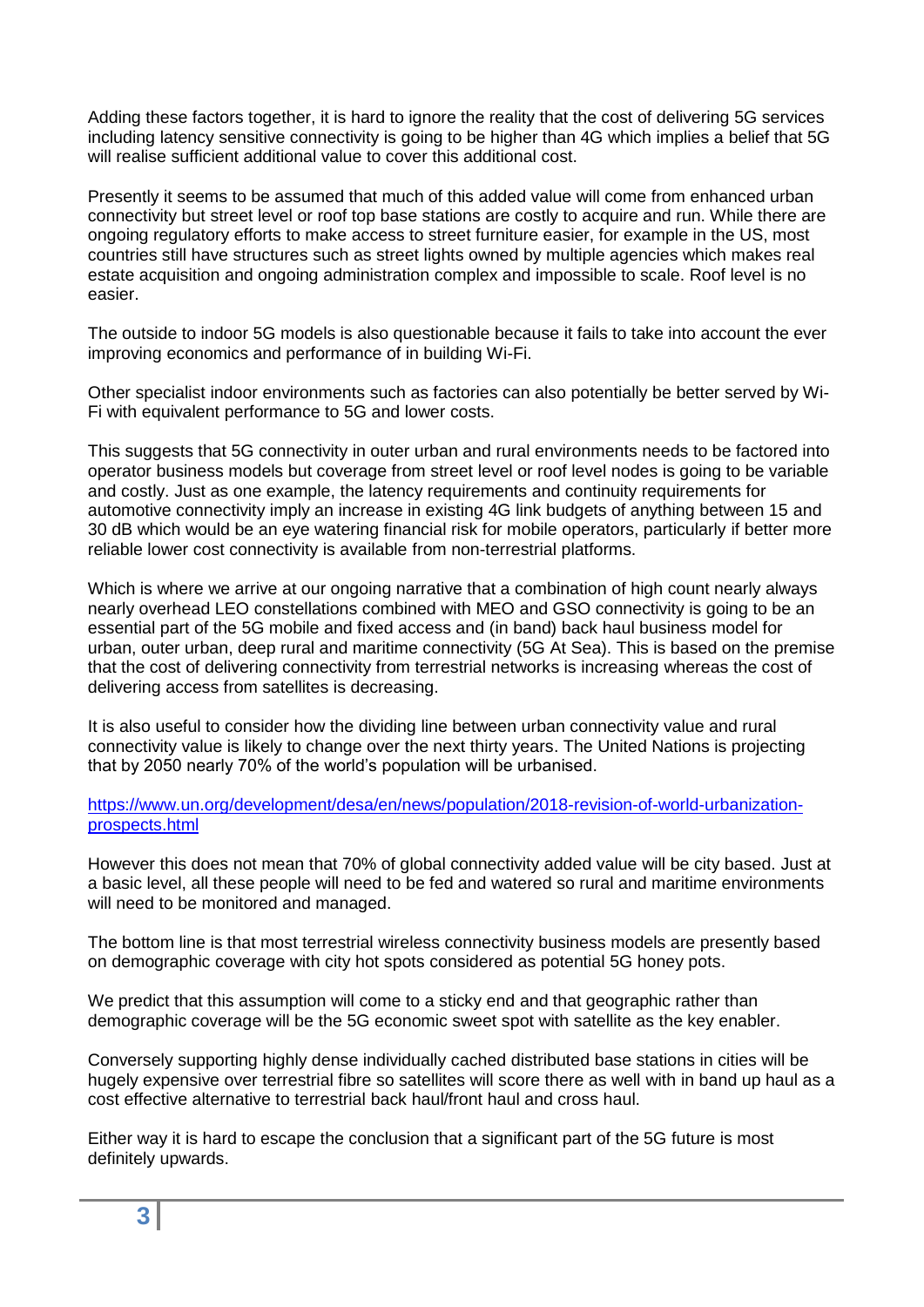Adding these factors together, it is hard to ignore the reality that the cost of delivering 5G services including latency sensitive connectivity is going to be higher than 4G which implies a belief that 5G will realise sufficient additional value to cover this additional cost.

Presently it seems to be assumed that much of this added value will come from enhanced urban connectivity but street level or roof top base stations are costly to acquire and run. While there are ongoing regulatory efforts to make access to street furniture easier, for example in the US, most countries still have structures such as street lights owned by multiple agencies which makes real estate acquisition and ongoing administration complex and impossible to scale. Roof level is no easier.

The outside to indoor 5G models is also questionable because it fails to take into account the ever improving economics and performance of in building Wi-Fi.

Other specialist indoor environments such as factories can also potentially be better served by Wi-Fi with equivalent performance to 5G and lower costs.

This suggests that 5G connectivity in outer urban and rural environments needs to be factored into operator business models but coverage from street level or roof level nodes is going to be variable and costly. Just as one example, the latency requirements and continuity requirements for automotive connectivity imply an increase in existing 4G link budgets of anything between 15 and 30 dB which would be an eye watering financial risk for mobile operators, particularly if better more reliable lower cost connectivity is available from non-terrestrial platforms.

Which is where we arrive at our ongoing narrative that a combination of high count nearly always nearly overhead LEO constellations combined with MEO and GSO connectivity is going to be an essential part of the 5G mobile and fixed access and (in band) back haul business model for urban, outer urban, deep rural and maritime connectivity (5G At Sea). This is based on the premise that the cost of delivering connectivity from terrestrial networks is increasing whereas the cost of delivering access from satellites is decreasing.

It is also useful to consider how the dividing line between urban connectivity value and rural connectivity value is likely to change over the next thirty years. The United Nations is projecting that by 2050 nearly 70% of the world's population will be urbanised.

[https://www.un.org/development/desa/en/news/population/2018-revision-of-world-urbanization-prospects.html](https://www.un.org/development/desa/en/news/population/2018-revision-of-world-urbanization-prospects.html)

However this does not mean that 70% of global connectivity added value will be city based. Just at a basic level, all these people will need to be fed and watered so rural and maritime environments will need to be monitored and managed.

The bottom line is that most terrestrial wireless connectivity business models are presently based on demographic coverage with city hot spots considered as potential 5G honey pots.

We predict that this assumption will come to a sticky end and that geographic rather than demographic coverage will be the 5G economic sweet spot with satellite as the key enabler.

Conversely supporting highly dense individually cached distributed base stations in cities will be hugely expensive over terrestrial fibre so satellites will score there as well with in band up haul as a cost effective alternative to terrestrial back haul/front haul and cross haul.

Either way it is hard to escape the conclusion that a significant part of the 5G future is most definitely upwards.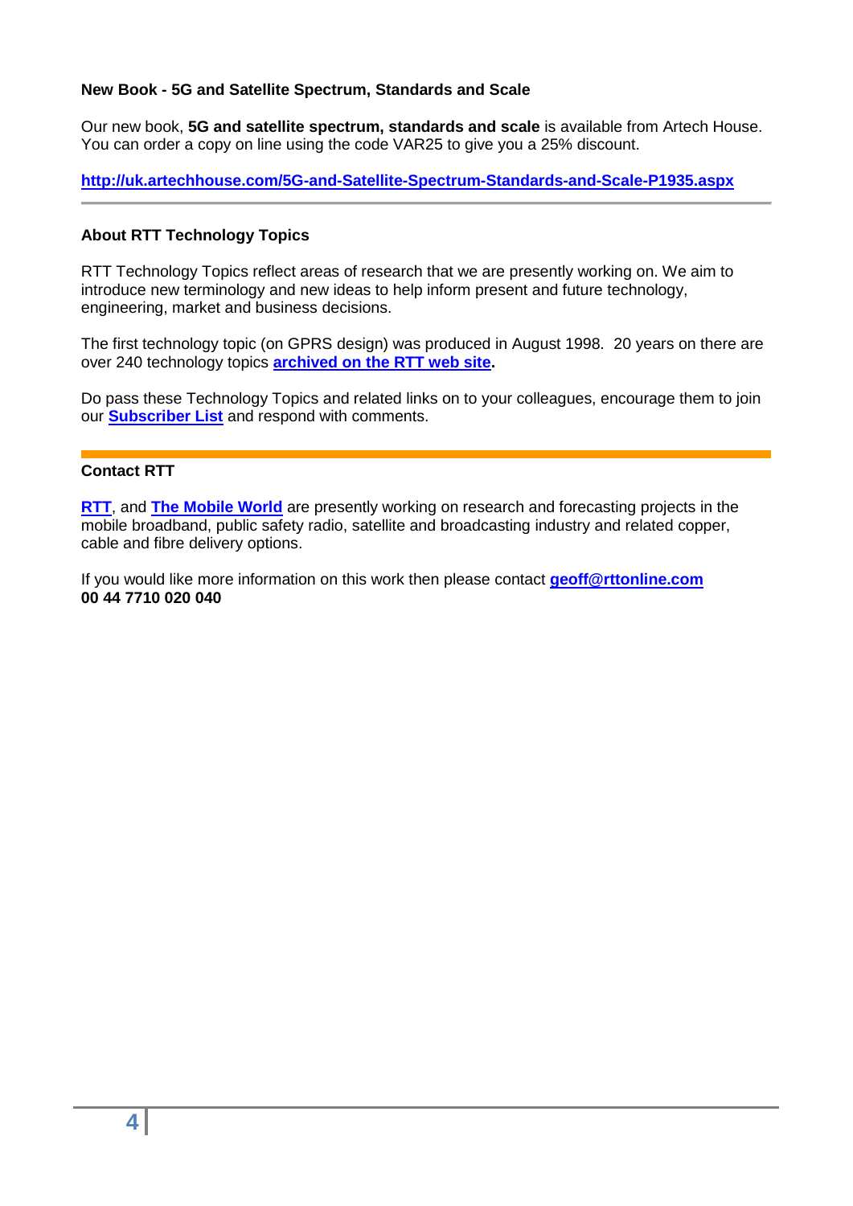### New Book - 5G and Satellite Spectrum, Standards and Scale

Our new book, **5G and satellite spectrum, standards and scale** is available from Artech House. You can order a copy on line using the code VAR25 to give you a 25% discount.

**http://uk.artechhouse.com/5G-and-Satellite-Spectrum-Standards-and-Scale-P1935.aspx**

---

### About RTT Technology Topics

RTT Technology Topics reflect areas of research that we are presently working on. We aim to introduce new terminology and new ideas to help inform present and future technology, engineering, market and business decisions.

The first technology topic (on GPRS design) was produced in August 1998. 20 years on there are over 240 technology topics **archived on the RTT web site.**

Do pass these Technology Topics and related links on to your colleagues, encourage them to join our **Subscriber List** and respond with comments.

---

### Contact RTT

**RTT**, and **The Mobile World** are presently working on research and forecasting projects in the mobile broadband, public safety radio, satellite and broadcasting industry and related copper, cable and fibre delivery options.

If you would like more information on this work then please contact **geoff@rttonline.com**
**00 44 7710 020 040**